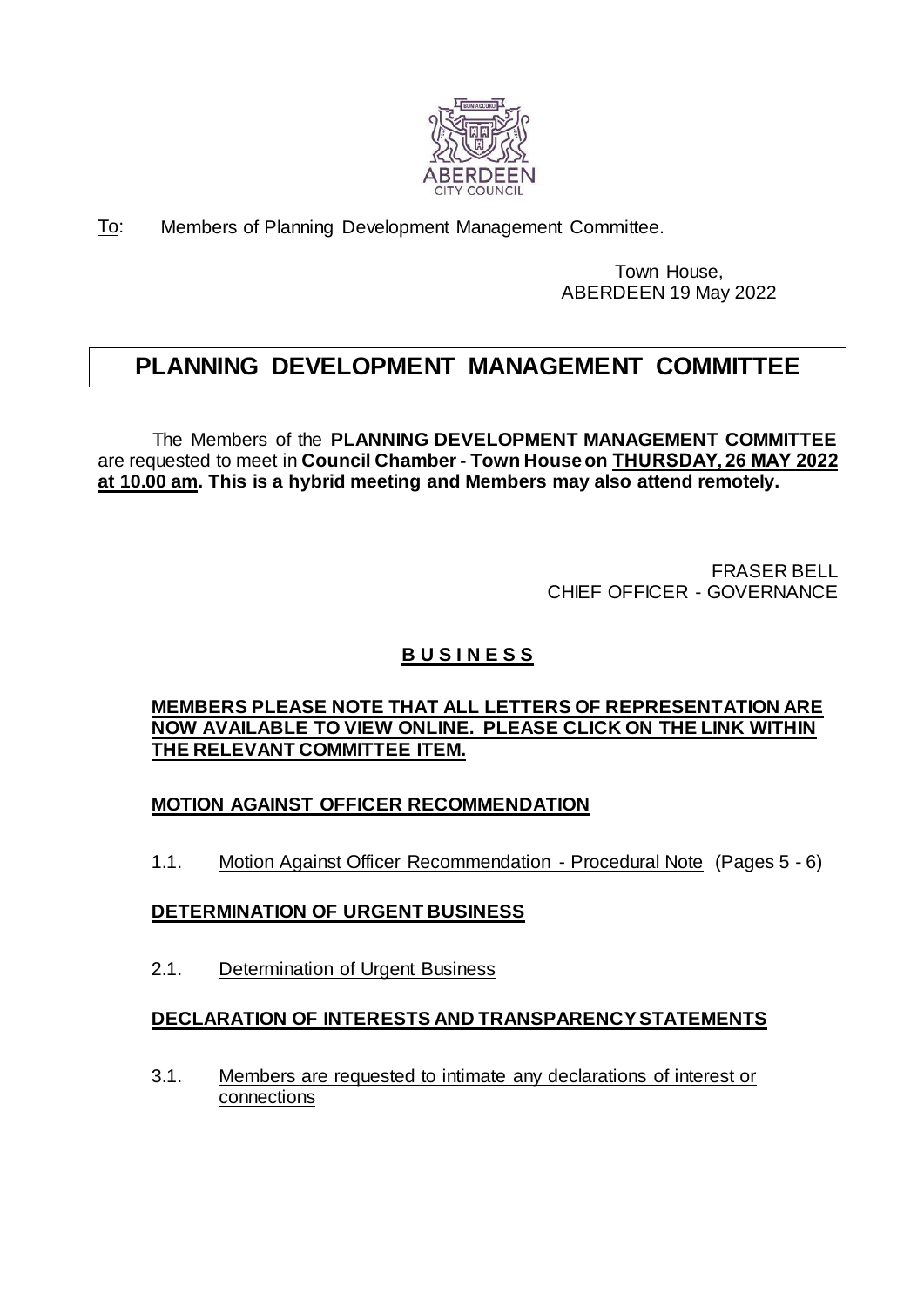To: Members of Planning Development Management Committee.

Town House,
ABERDEEN 19 May 2022

# PLANNING DEVELOPMENT MANAGEMENT COMMITTEE

The Members of the **PLANNING DEVELOPMENT MANAGEMENT COMMITTEE** are requested to meet in **Council Chamber - Town House on THURSDAY, 26 MAY 2022 at 10.00 am. This is a hybrid meeting and Members may also attend remotely.**

FRASER BELL
CHIEF OFFICER - GOVERNANCE

## B U S I N E S S

**MEMBERS PLEASE NOTE THAT ALL LETTERS OF REPRESENTATION ARE NOW AVAILABLE TO VIEW ONLINE. PLEASE CLICK ON THE LINK WITHIN THE RELEVANT COMMITTEE ITEM.**

**MOTION AGAINST OFFICER RECOMMENDATION**

1.1. Motion Against Officer Recommendation - Procedural Note (Pages 5 - 6)

**DETERMINATION OF URGENT BUSINESS**

2.1. Determination of Urgent Business

**DECLARATION OF INTERESTS AND TRANSPARENCY STATEMENTS**

3.1. Members are requested to intimate any declarations of interest or connections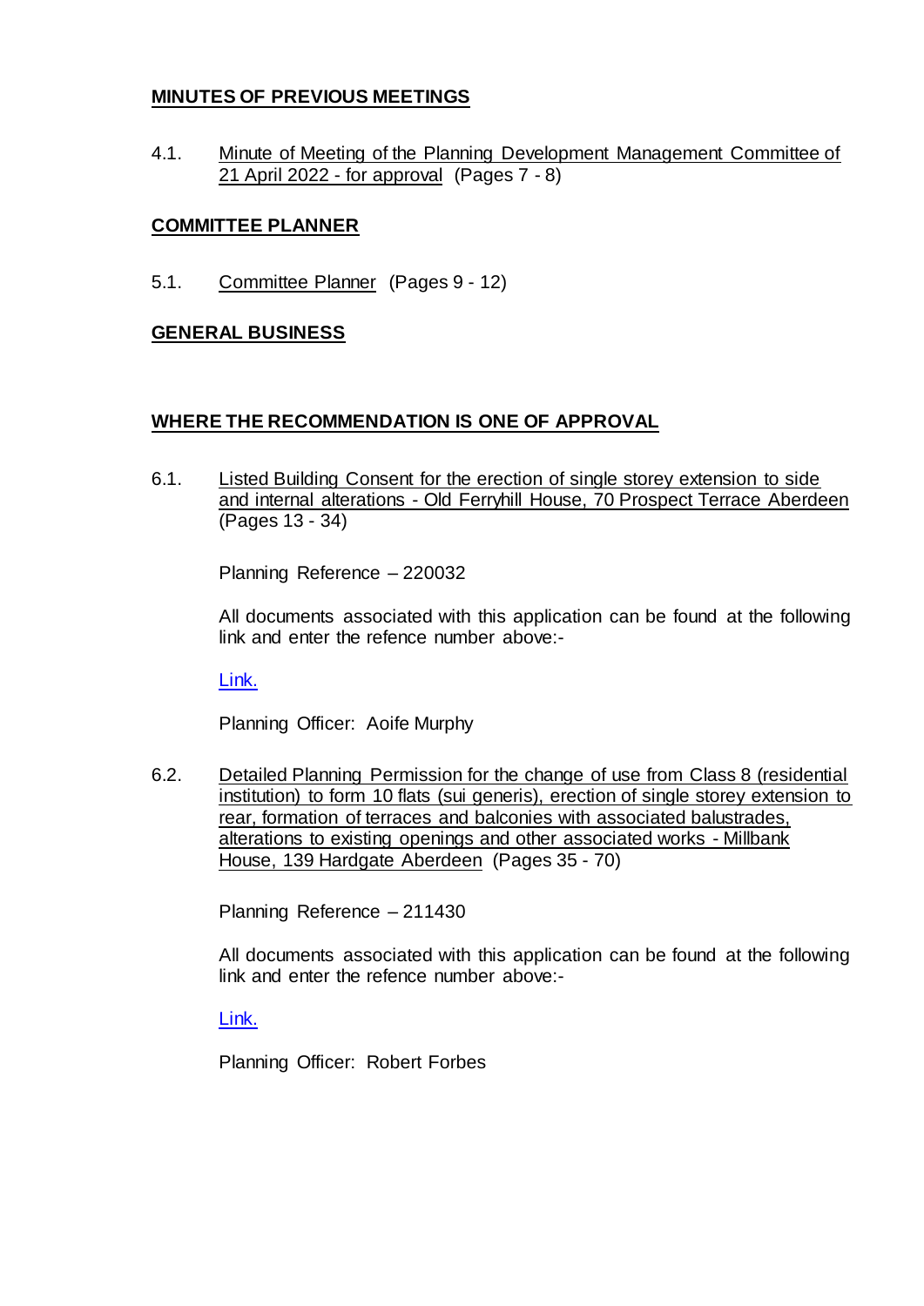**MINUTES OF PREVIOUS MEETINGS**

4.1. Minute of Meeting of the Planning Development Management Committee of 21 April 2022 - for approval (Pages 7 - 8)

**COMMITTEE PLANNER**

5.1. Committee Planner (Pages 9 - 12)

**GENERAL BUSINESS**

**WHERE THE RECOMMENDATION IS ONE OF APPROVAL**

6.1. Listed Building Consent for the erection of single storey extension to side and internal alterations - Old Ferryhill House, 70 Prospect Terrace Aberdeen (Pages 13 - 34)

Planning Reference – 220032

All documents associated with this application can be found at the following link and enter the refence number above:-

Link.

Planning Officer: Aoife Murphy

6.2. Detailed Planning Permission for the change of use from Class 8 (residential institution) to form 10 flats (sui generis), erection of single storey extension to rear, formation of terraces and balconies with associated balustrades, alterations to existing openings and other associated works - Millbank House, 139 Hardgate Aberdeen (Pages 35 - 70)

Planning Reference – 211430

All documents associated with this application can be found at the following link and enter the refence number above:-

Link.

Planning Officer: Robert Forbes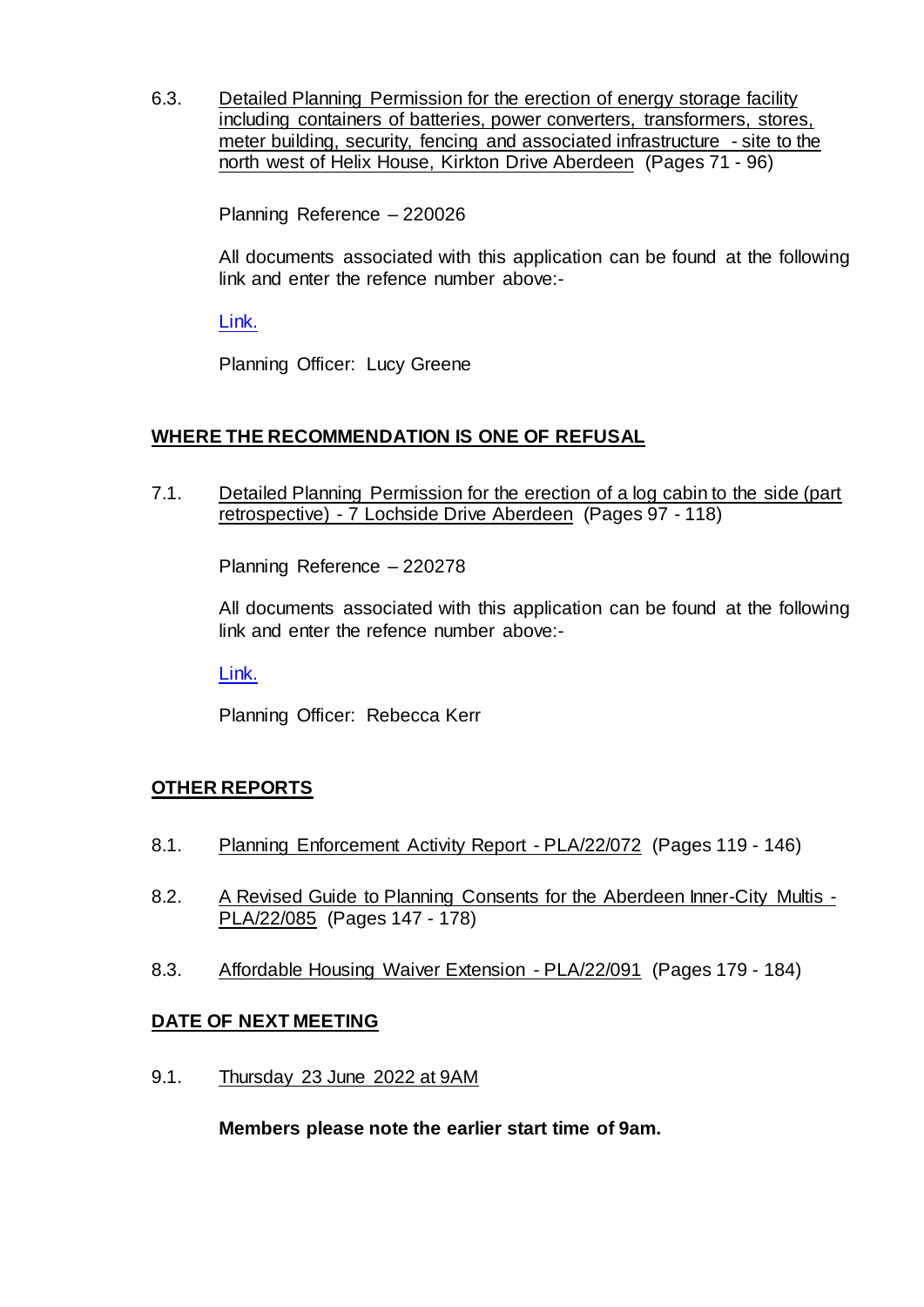6.3. Detailed Planning Permission for the erection of energy storage facility including containers of batteries, power converters, transformers, stores, meter building, security, fencing and associated infrastructure - site to the north west of Helix House, Kirkton Drive Aberdeen (Pages 71 - 96)

Planning Reference – 220026

All documents associated with this application can be found at the following link and enter the refence number above:-

Link.

Planning Officer: Lucy Greene

## WHERE THE RECOMMENDATION IS ONE OF REFUSAL

7.1. Detailed Planning Permission for the erection of a log cabin to the side (part retrospective) - 7 Lochside Drive Aberdeen (Pages 97 - 118)

Planning Reference – 220278

All documents associated with this application can be found at the following link and enter the refence number above:-

Link.

Planning Officer: Rebecca Kerr

## OTHER REPORTS

8.1. Planning Enforcement Activity Report - PLA/22/072 (Pages 119 - 146)

8.2. A Revised Guide to Planning Consents for the Aberdeen Inner-City Multis - PLA/22/085 (Pages 147 - 178)

8.3. Affordable Housing Waiver Extension - PLA/22/091 (Pages 179 - 184)

## DATE OF NEXT MEETING

9.1. Thursday 23 June 2022 at 9AM

**Members please note the earlier start time of 9am.**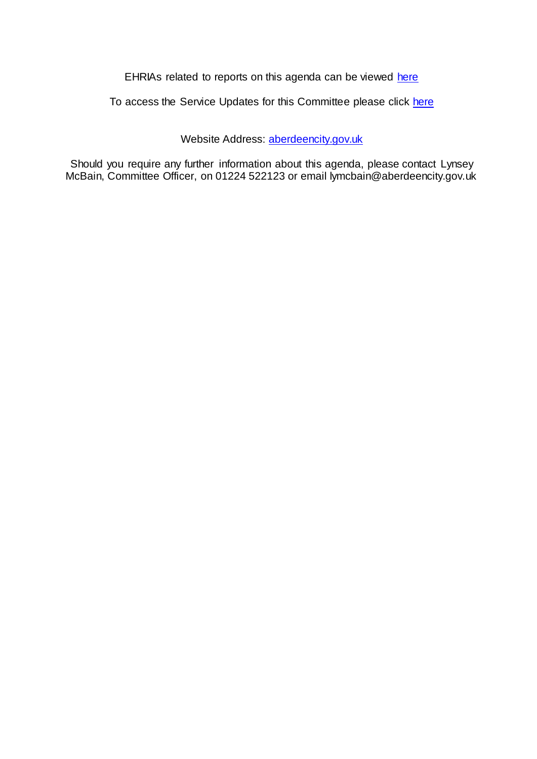EHRIAs related to reports on this agenda can be viewed here

To access the Service Updates for this Committee please click here

Website Address: aberdeencity.gov.uk

Should you require any further information about this agenda, please contact Lynsey McBain, Committee Officer, on 01224 522123 or email lymcbain@aberdeencity.gov.uk